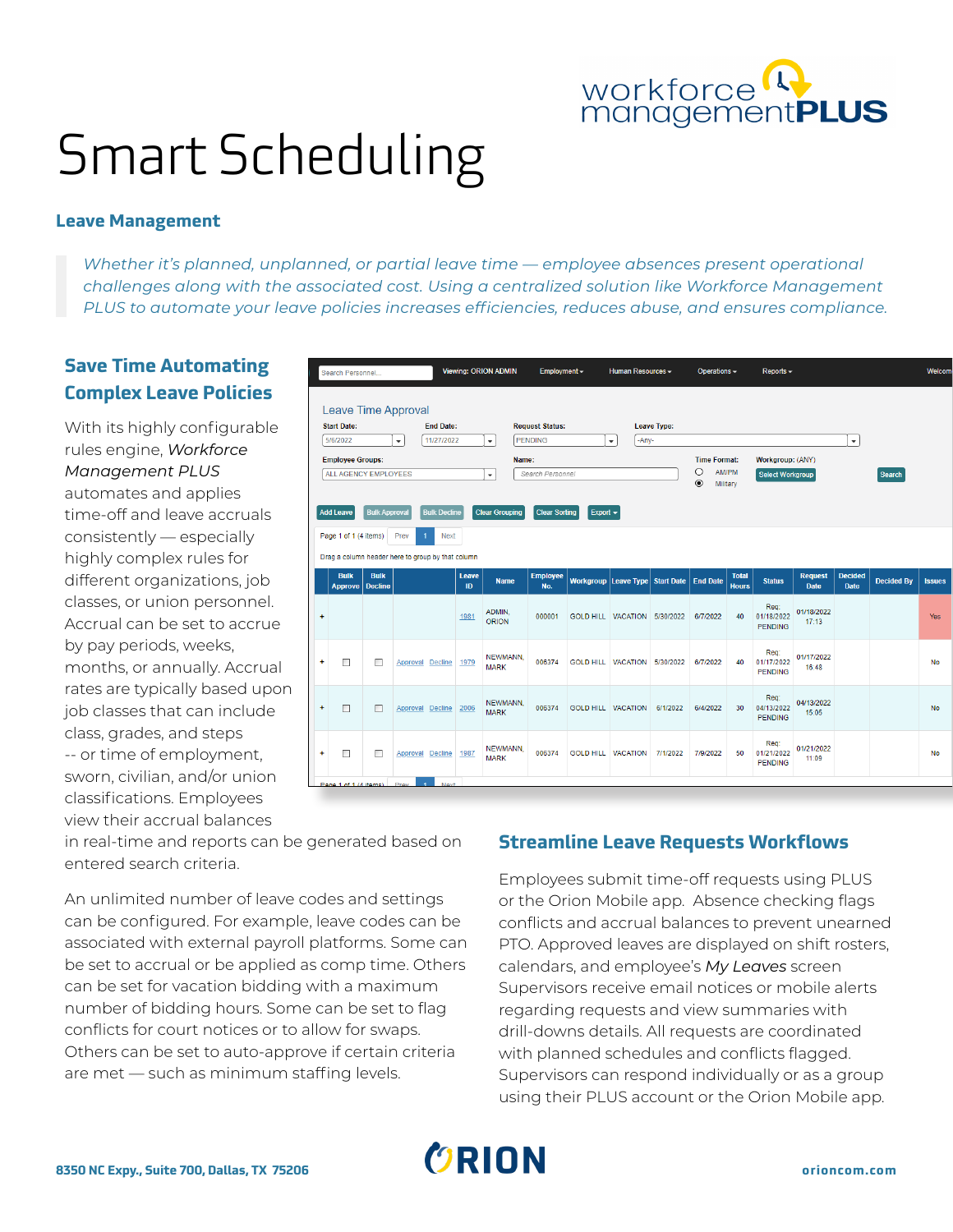# Smart Scheduling

## Leave Management

> *Whether it's planned, unplanned, or partial leave time — employee absences present operational challenges along with the associated cost. Using a centralized solution like Workforce Management PLUS to automate your leave policies increases efficiencies, reduces abuse, and ensures compliance.*

### Save Time Automating Complex Leave Policies

With its highly configurable rules engine, *Workforce Management PLUS* automates and applies time-off and leave accruals consistently — especially highly complex rules for different organizations, job classes, or union personnel. Accrual can be set to accrue by pay periods, weeks, months, or annually. Accrual rates are typically based upon job classes that can include class, grades, and steps -- or time of employment, sworn, civilian, and/or union classifications. Employees view their accrual balances in real-time and reports can be generated based on entered search criteria.

An unlimited number of leave codes and settings can be configured. For example, leave codes can be associated with external payroll platforms. Some can be set to accrual or be applied as comp time. Others can be set for vacation bidding with a maximum number of bidding hours. Some can be set to flag conflicts for court notices or to allow for swaps. Others can be set to auto-approve if certain criteria are met — such as minimum staffing levels.

### Streamline Leave Requests Workflows

Employees submit time-off requests using PLUS or the Orion Mobile app. Absence checking flags conflicts and accrual balances to prevent unearned PTO. Approved leaves are displayed on shift rosters, calendars, and employee's *My Leaves* screen Supervisors receive email notices or mobile alerts regarding requests and view summaries with drill-downs details. All requests are coordinated with planned schedules and conflicts flagged. Supervisors can respond individually or as a group using their PLUS account or the Orion Mobile app.

8350 NC Expy., Suite 700, Dallas, TX 75206

orioncom.com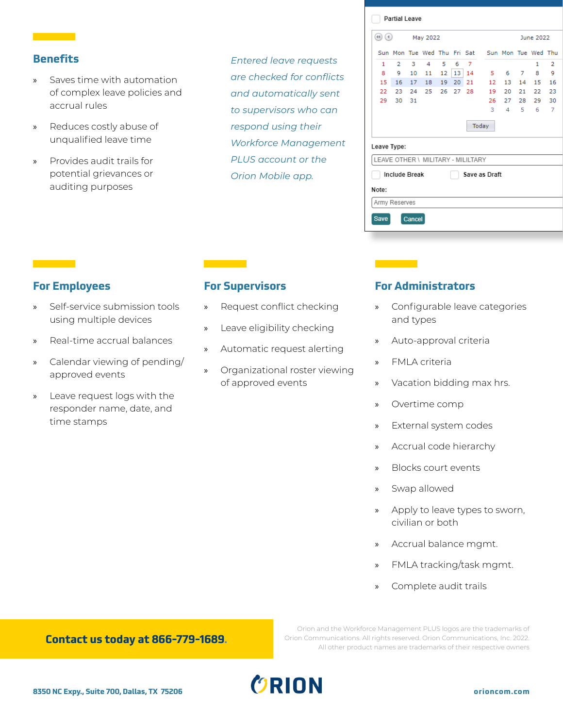## Benefits

- Saves time with automation of complex leave policies and accrual rules
- Reduces costly abuse of unqualified leave time
- Provides audit trails for potential grievances or auditing purposes

*Entered leave requests are checked for conflicts and automatically sent to supervisors who can respond using their Workforce Management PLUS account or the Orion Mobile app.*

Partial Leave

May 2022

June 2022

Today

Leave Type:

LEAVE OTHER \ MILITARY - MILILTARY

Include Break

Save as Draft

Note:

Army Reserves

Save

Cancel

## For Employees

- Self-service submission tools using multiple devices
- Real-time accrual balances
- Calendar viewing of pending/ approved events
- Leave request logs with the responder name, date, and time stamps

## For Supervisors

- Request conflict checking
- Leave eligibility checking
- Automatic request alerting
- Organizational roster viewing of approved events

## For Administrators

- Configurable leave categories and types
- Auto-approval criteria
- FMLA criteria
- Vacation bidding max hrs.
- Overtime comp
- External system codes
- Accrual code hierarchy
- Blocks court events
- Swap allowed
- Apply to leave types to sworn, civilian or both
- Accrual balance mgmt.
- FMLA tracking/task mgmt.
- Complete audit trails

**Contact us today at 866-779-1689.**

Orion and the Workforce Management PLUS logos are the trademarks of Orion Communications. All rights reserved. Orion Communications, Inc. 2022. All other product names are trademarks of their respective owners

**8350 NC Expy., Suite 700, Dallas, TX 75206**

ORION

**orioncom.com**